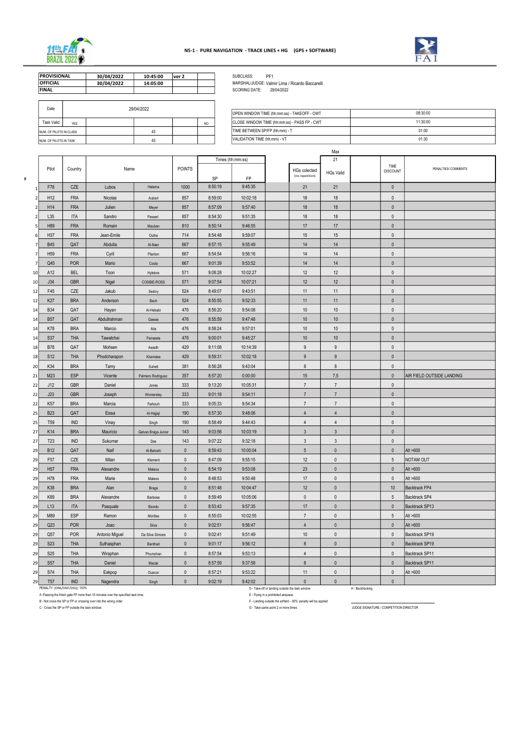# N5-1 - PURE NAVIGATION - TRACK LINES + HG (GPS + SOFTWARE)

| | | | | |
|---|---|---|---|---|
| PROVISIONAL | 30/04/2022 | 10:45:00 | ver 2 | |
| OFFICIAL | 30/04/2022 | 14:05:00 | | |
| FINAL | | | | |

SUBCLASS: PF1
MARSHAL/JUDGE: Valmir Lima / Ricardo Baccarelli
SCORING DATE: 29/04/2022

| Date | 29/04/2022 | | | |
|---|---|---|---|---|
| Task Valid | YES | | | NO |
| NUM. OF PILOTS IN CLASS | | 43 | | |
| NUM. OF PILOTS IN TASK | | 43 | | |

| | |
|---|---|
| OPEN WINDOW TIME (hh:mm:ss) - TAKEOFF - OWT | 08:30:00 |
| CLOSE WINDOW TIME (hh:mm:ss) - PASS FP - CWT | 11:30:00 |
| TIME BETWEEN SP/FP (hh:mm) - T | 01:00 |
| VALIDATION TIME (hh:mm) - VT | 01:30 |

| # | Pilot | Country | Name | | POINTS | Times (hh:mm:ss) SP | FP | | HGs colected (no repetition) | HGs Valid (Max 21) | | TIME DISCOUNT | PENALTIES/ COMMENTS |
|---|---|---|---|---|---|---|---|---|---|---|---|---|---|
| 1 | F78 | CZE | Lubos | Halama | 1000 | 8:50:19 | 9:45:35 | | 21 | 21 | | 0 | |
| 2 | H12 | FRA | Nicolas | Aubert | 857 | 8:59:00 | 10:02:18 | | 18 | 18 | | 0 | |
| 2 | H14 | FRA | Julien | Meyer | 857 | 8:57:09 | 9:57:40 | | 18 | 18 | | 0 | |
| 2 | L35 | ITA | Sandro | Passeri | 857 | 8:54:30 | 9:51:35 | | 18 | 18 | | 0 | |
| 5 | H89 | FRA | Romain | Mauban | 810 | 8:50:14 | 9:46:55 | | 17 | 17 | | 0 | |
| 6 | H37 | FRA | Jean-Emile | Oulha | 714 | 8:54:48 | 9:59:07 | | 15 | 15 | | 0 | |
| 7 | B45 | QAT | Abdulla | Al-Nasr | 667 | 8:57:15 | 9:55:49 | | 14 | 14 | | 0 | |
| 7 | H59 | FRA | Cyril | Planton | 667 | 8:54:54 | 9:56:16 | | 14 | 14 | | 0 | |
| 7 | Q45 | POR | Mario | Costa | 667 | 9:01:39 | 9:53:52 | | 14 | 14 | | 0 | |
| 10 | A12 | BEL | Toon | Hylebos | 571 | 9:08:28 | 10:02:27 | | 12 | 12 | | 0 | |
| 10 | J34 | GBR | Nigel | COSBIE-ROSS | 571 | 9:07:54 | 10:07:21 | | 12 | 12 | | 0 | |
| 12 | F45 | CZE | Jakub | Sedivy | 524 | 8:49:07 | 9:43:51 | | 11 | 11 | | 0 | |
| 12 | K27 | BRA | Anderson | Bech | 524 | 8:55:55 | 9:52:33 | | 11 | 11 | | 0 | |
| 14 | B34 | QAT | Hayan | Al-Hebabi | 476 | 8:56:20 | 9:54:08 | | 10 | 10 | | 0 | |
| 14 | B57 | QAT | Abdullrahman | Gawas | 476 | 8:55:59 | 9:47:48 | | 10 | 10 | | 0 | |
| 14 | K78 | BRA | Marcio | Aita | 476 | 8:58:24 | 9:57:01 | | 10 | 10 | | 0 | |
| 14 | S37 | THA | Tawatchai | Panseela | 476 | 9:00:01 | 9:45:27 | | 10 | 10 | | 0 | |
| 18 | B78 | QAT | Mohsen | Awadh | 429 | 9:11:08 | 10:14:39 | | 9 | 9 | | 0 | |
| 18 | S12 | THA | Phodcharapon | Khamdee | 429 | 9:59:31 | 10:02:18 | | 9 | 9 | | 0 | |
| 20 | K34 | BRA | Tamy | Suhett | 381 | 8:56:28 | 9:43:04 | | 8 | 8 | | 0 | |
| 21 | M23 | ESP | Vicente | Palmero Rodriguez | 357 | 8:57:20 | 0:00:00 | | 15 | 7,5 | | 0 | AIR FIELD OUTSIDE LANDING |
| 22 | J12 | GBR | Daniel | Jones | 333 | 9:13:20 | 10:05:31 | | 7 | 7 | | 0 | |
| 22 | J23 | GBR | Joseph | Womersley | 333 | 9:01:18 | 9:54:11 | | 7 | 7 | | 0 | |
| 22 | K57 | BRA | Marcia | Farkouh | 333 | 9:05:33 | 9:54:34 | | 7 | 7 | | 0 | |
| 25 | B23 | QAT | Eissa | Al-Hajaji | 190 | 8:57:30 | 9:48:06 | | 4 | 4 | | 0 | |
| 25 | T59 | IND | Vinay | Singh | 190 | 8:58:49 | 9:44:43 | | 4 | 4 | | 0 | |
| 27 | K14 | BRA | Mauricio | Galvao Braga Junior | 143 | 9:03:56 | 10:03:19 | | 3 | 3 | | 0 | |
| 27 | T23 | IND | Sukumar | Das | 143 | 9:07:22 | 9:32:18 | | 3 | 3 | | 0 | |
| 29 | B12 | QAT | Naif | Al-Baloshi | 0 | 8:59:43 | 10:00:04 | | 5 | 0 | | 0 | Alt >600 |
| 29 | F57 | CZE | Milan | Klement | 0 | 8:47:09 | 9:55:15 | | 12 | 0 | | 5 | NOTAM OUT |
| 29 | H57 | FRA | Alexandre | Mateos | 0 | 8:54:19 | 9:53:08 | | 23 | 0 | | 0 | Alt >600 |
| 29 | H78 | FRA | Marie | Mateos | 0 | 8:48:53 | 9:50:48 | | 17 | 0 | | 0 | Alt >600 |
| 29 | K38 | BRA | Alan | Braga | 0 | 8:51:48 | 10:04:47 | | 12 | 0 | | 10 | Backtrack FP4 |
| 29 | K89 | BRA | Alexandre | Barbosa | 0 | 8:59:49 | 10:05:06 | | 0 | 0 | | 5 | Backtrack SP4 |
| 29 | L13 | ITA | Pasquale | Biondo | 0 | 8:53:43 | 9:57:35 | | 17 | 0 | | 0 | Backtrack SP13 |
| 29 | M89 | ESP | Ramon | Morillas | 0 | 8:55:03 | 10:02:55 | | 7 | 0 | | 5 | Alt >600 |
| 29 | Q23 | POR | Joao | Silva | 0 | 9:02:51 | 9:56:47 | | 4 | 0 | | 0 | Alt >600 |
| 29 | Q57 | POR | Antonio Miguel | Da Silva Simoes | 0 | 9:02:41 | 9:51:49 | | 10 | 0 | | 0 | Backtrack SP19 |
| 29 | S23 | THA | Suthasphan | Banthad | 0 | 9:01:17 | 9:56:12 | | 8 | 0 | | 0 | Backtrack SP19 |
| 29 | S25 | THA | Wiraphan | Phumchan | 0 | 8:57:54 | 9:53:13 | | 4 | 0 | | 0 | Backtrack SP11 |
| 29 | S57 | THA | Daniel | Macak | 0 | 8:57:59 | 9:37:58 | | 8 | 0 | | 0 | Backtrack SP11 |
| 29 | S74 | THA | Eakpop | Ouarun | 0 | 8:57:21 | 9:53:22 | | 11 | 0 | | 0 | Alt >600 |
| 29 | T57 | IND | Nagendra | Singh | 0 | 9:02:19 | 9:42:02 | | 0 | 0 | | 0 | |

PENALTY: (DNS/DNF/DSQ): 100%

A -Passing the finish gate FP more than 15 minutes over the specified task time;
B - Not cross the SP or FP or crossing over into the wrong order
C - Cross the SP or FP outside the task window;
D - Take-off or landing outside the task window
E - Flying in a prohibited airspace;
F - Landing outside the airfield – 50% penalty will be applied
G - Take same point 2 or more times
H - Backtracking

JUDGE SIGNATURE / COMPETITION DIRECTOR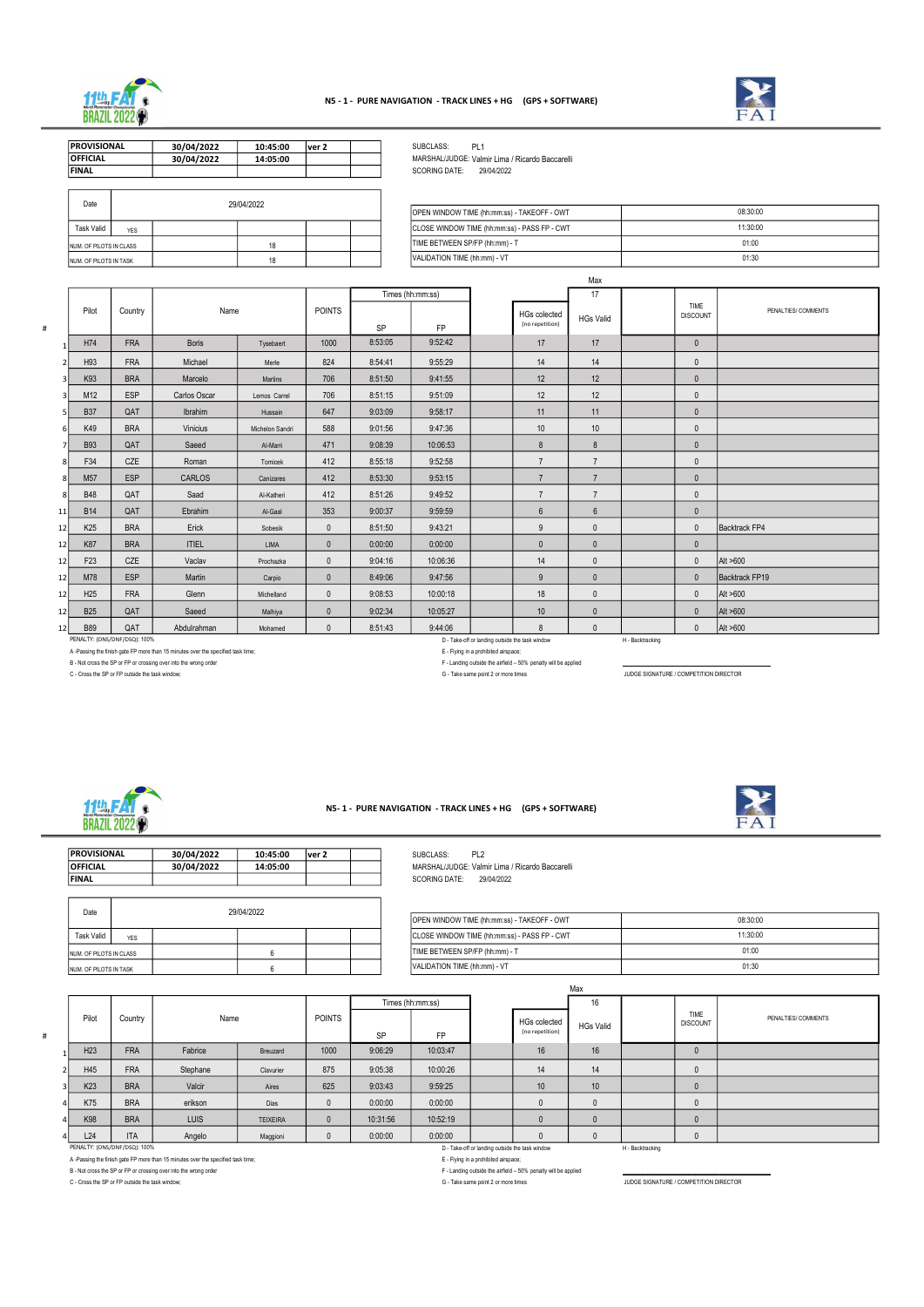## N5 - 1 - PURE NAVIGATION - TRACK LINES + HG (GPS + SOFTWARE)

| | | | | |
|---|---|---|---|---|
| PROVISIONAL | 30/04/2022 | 10:45:00 | ver 2 | |
| OFFICIAL | 30/04/2022 | 14:05:00 | | |
| FINAL | | | | |

SUBCLASS: PL1
MARSHAL/JUDGE: Valmir Lima / Ricardo Baccarelli
SCORING DATE: 29/04/2022

| | | | | |
|---|---|---|---|---|
| Date | 29/04/2022 | | | |
| Task Valid | YES | | | |
| NUM. OF PILOTS IN CLASS | | 18 | | |
| NUM. OF PILOTS IN TASK | | 18 | | |

| | |
|---|---|
| OPEN WINDOW TIME (hh:mm:ss) - TAKEOFF - OWT | 08:30:00 |
| CLOSE WINDOW TIME (hh:mm:ss) - PASS FP - CWT | 11:30:00 |
| TIME BETWEEN SP/FP (hh:mm) - T | 01:00 |
| VALIDATION TIME (hh:mm) - VT | 01:30 |

| # | Pilot | Country | Name | | POINTS | SP | FP | | HGs colected (no repetition) | HGs Valid (Max 17) | | TIME DISCOUNT | PENALTIES/ COMMENTS |
|---|---|---|---|---|---|---|---|---|---|---|---|---|---|
| 1 | H74 | FRA | Boris | Tysebaert | 1000 | 8:53:05 | 9:52:42 | | 17 | 17 | | 0 | |
| 2 | H93 | FRA | Michael | Merle | 824 | 8:54:41 | 9:55:29 | | 14 | 14 | | 0 | |
| 3 | K93 | BRA | Marcelo | Martins | 706 | 8:51:50 | 9:41:55 | | 12 | 12 | | 0 | |
| 3 | M12 | ESP | Carlos Oscar | Lemos Carrel | 706 | 8:51:15 | 9:51:09 | | 12 | 12 | | 0 | |
| 5 | B37 | QAT | Ibrahim | Hussain | 647 | 9:03:09 | 9:58:17 | | 11 | 11 | | 0 | |
| 6 | K49 | BRA | Vinicius | Michelon Sandri | 588 | 9:01:56 | 9:47:36 | | 10 | 10 | | 0 | |
| 7 | B93 | QAT | Saeed | Al-Marri | 471 | 9:08:39 | 10:06:53 | | 8 | 8 | | 0 | |
| 8 | F34 | CZE | Roman | Tomicek | 412 | 8:55:18 | 9:52:58 | | 7 | 7 | | 0 | |
| 8 | M57 | ESP | CARLOS | Canizares | 412 | 8:53:30 | 9:53:15 | | 7 | 7 | | 0 | |
| 8 | B48 | QAT | Saad | Al-Katheri | 412 | 8:51:26 | 9:49:52 | | 7 | 7 | | 0 | |
| 11 | B14 | QAT | Ebrahim | Al-Gaal | 353 | 9:00:37 | 9:59:59 | | 6 | 6 | | 0 | |
| 12 | K25 | BRA | Erick | Sobesik | 0 | 8:51:50 | 9:43:21 | | 9 | 0 | | 0 | Backtrack FP4 |
| 12 | K87 | BRA | ITIEL | LIMA | 0 | 0:00:00 | 0:00:00 | | 0 | 0 | | 0 | |
| 12 | F23 | CZE | Vaclav | Prochazka | 0 | 9:04:16 | 10:06:36 | | 14 | 0 | | 0 | Alt >600 |
| 12 | M78 | ESP | Martin | Carpio | 0 | 8:49:06 | 9:47:56 | | 9 | 0 | | 0 | Backtrack FP19 |
| 12 | H25 | FRA | Glenn | Michelland | 0 | 9:08:53 | 10:00:18 | | 18 | 0 | | 0 | Alt >600 |
| 12 | B25 | QAT | Saeed | Malhiya | 0 | 9:02:34 | 10:05:27 | | 10 | 0 | | 0 | Alt >600 |
| 12 | B89 | QAT | Abdulrahman | Mohamed | 0 | 8:51:43 | 9:44:06 | | 8 | 0 | | 0 | Alt >600 |

PENALTY: (DNS/DNF/DSQ): 100%

A -Passing the finish gate FP more than 15 minutes over the specified task time;

B - Not cross the SP or FP or crossing over into the wrong order

C - Cross the SP or FP outside the task window;

D - Take-off or landing outside the task window

E - Flying in a prohibited airspace;

F - Landing outside the airfield – 50% penalty will be applied

G - Take same point 2 or more times

H - Backtracking

JUDGE SIGNATURE / COMPETITION DIRECTOR

## N5- 1 - PURE NAVIGATION - TRACK LINES + HG (GPS + SOFTWARE)

| | | | | |
|---|---|---|---|---|
| PROVISIONAL | 30/04/2022 | 10:45:00 | ver 2 | |
| OFFICIAL | 30/04/2022 | 14:05:00 | | |
| FINAL | | | | |

SUBCLASS: PL2
MARSHAL/JUDGE: Valmir Lima / Ricardo Baccarelli
SCORING DATE: 29/04/2022

| | | | | |
|---|---|---|---|---|
| Date | 29/04/2022 | | | |
| Task Valid | YES | | | |
| NUM. OF PILOTS IN CLASS | | 6 | | |
| NUM. OF PILOTS IN TASK | | 6 | | |

| | |
|---|---|
| OPEN WINDOW TIME (hh:mm:ss) - TAKEOFF - OWT | 08:30:00 |
| CLOSE WINDOW TIME (hh:mm:ss) - PASS FP - CWT | 11:30:00 |
| TIME BETWEEN SP/FP (hh:mm) - T | 01:00 |
| VALIDATION TIME (hh:mm) - VT | 01:30 |

| # | Pilot | Country | Name | | POINTS | SP | FP | | HGs colected (no repetition) | HGs Valid (Max 16) | | TIME DISCOUNT | PENALTIES/ COMMENTS |
|---|---|---|---|---|---|---|---|---|---|---|---|---|---|
| 1 | H23 | FRA | Fabrice | Breuzard | 1000 | 9:06:29 | 10:03:47 | | 16 | 16 | | 0 | |
| 2 | H45 | FRA | Stephane | Clavurier | 875 | 9:05:38 | 10:00:26 | | 14 | 14 | | 0 | |
| 3 | K23 | BRA | Valcir | Aires | 625 | 9:03:43 | 9:59:25 | | 10 | 10 | | 0 | |
| 4 | K75 | BRA | erikson | Dias | 0 | 0:00:00 | 0:00:00 | | 0 | 0 | | 0 | |
| 4 | K98 | BRA | LUIS | TEIXEIRA | 0 | 10:31:56 | 10:52:19 | | 0 | 0 | | 0 | |
| 4 | L24 | ITA | Angelo | Maggioni | 0 | 0:00:00 | 0:00:00 | | 0 | 0 | | 0 | |

PENALTY: (DNS/DNF/DSQ): 100%

A -Passing the finish gate FP more than 15 minutes over the specified task time;

B - Not cross the SP or FP or crossing over into the wrong order

C - Cross the SP or FP outside the task window;

D - Take-off or landing outside the task window

E - Flying in a prohibited airspace;

F - Landing outside the airfield – 50% penalty will be applied

G - Take same point 2 or more times

H - Backtracking

JUDGE SIGNATURE / COMPETITION DIRECTOR